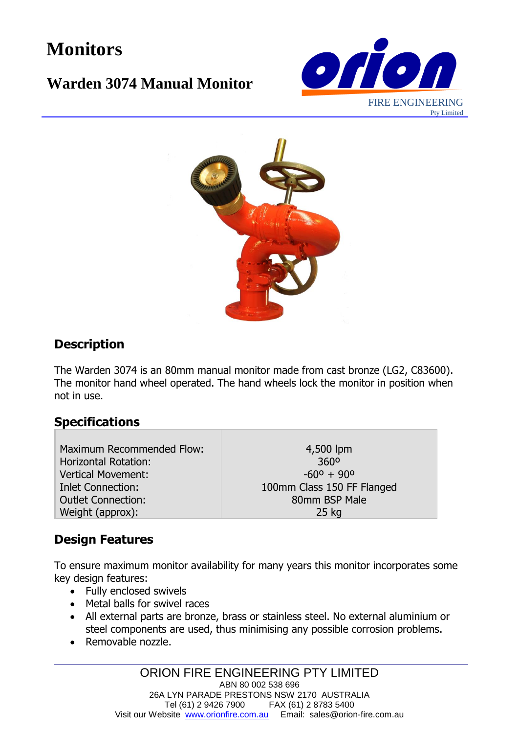# Monitors

## Warden 3074 Manual Monitor

orion FIRE ENGINEERING Pty Limited

### Description

The Warden 3074 is an 80mm manual monitor made from cast bronze (LG2, C83600). The monitor hand wheel operated. The hand wheels lock the monitor in position when not in use.

### Specifications

| | |
|---|---|
| Maximum Recommended Flow: | 4,500 lpm |
| Horizontal Rotation: | 360º |
| Vertical Movement: | -60º + 90º |
| Inlet Connection: | 100mm Class 150 FF Flanged |
| Outlet Connection: | 80mm BSP Male |
| Weight (approx): | 25 kg |

### Design Features

To ensure maximum monitor availability for many years this monitor incorporates some key design features:

- Fully enclosed swivels
- Metal balls for swivel races
- All external parts are bronze, brass or stainless steel. No external aluminium or steel components are used, thus minimising any possible corrosion problems.
- Removable nozzle.

ORION FIRE ENGINEERING PTY LIMITED
ABN 80 002 538 696
26A LYN PARADE PRESTONS NSW 2170 AUSTRALIA
Tel (61) 2 9426 7900 FAX (61) 2 8783 5400
Visit our Website www.orionfire.com.au Email: sales@orion-fire.com.au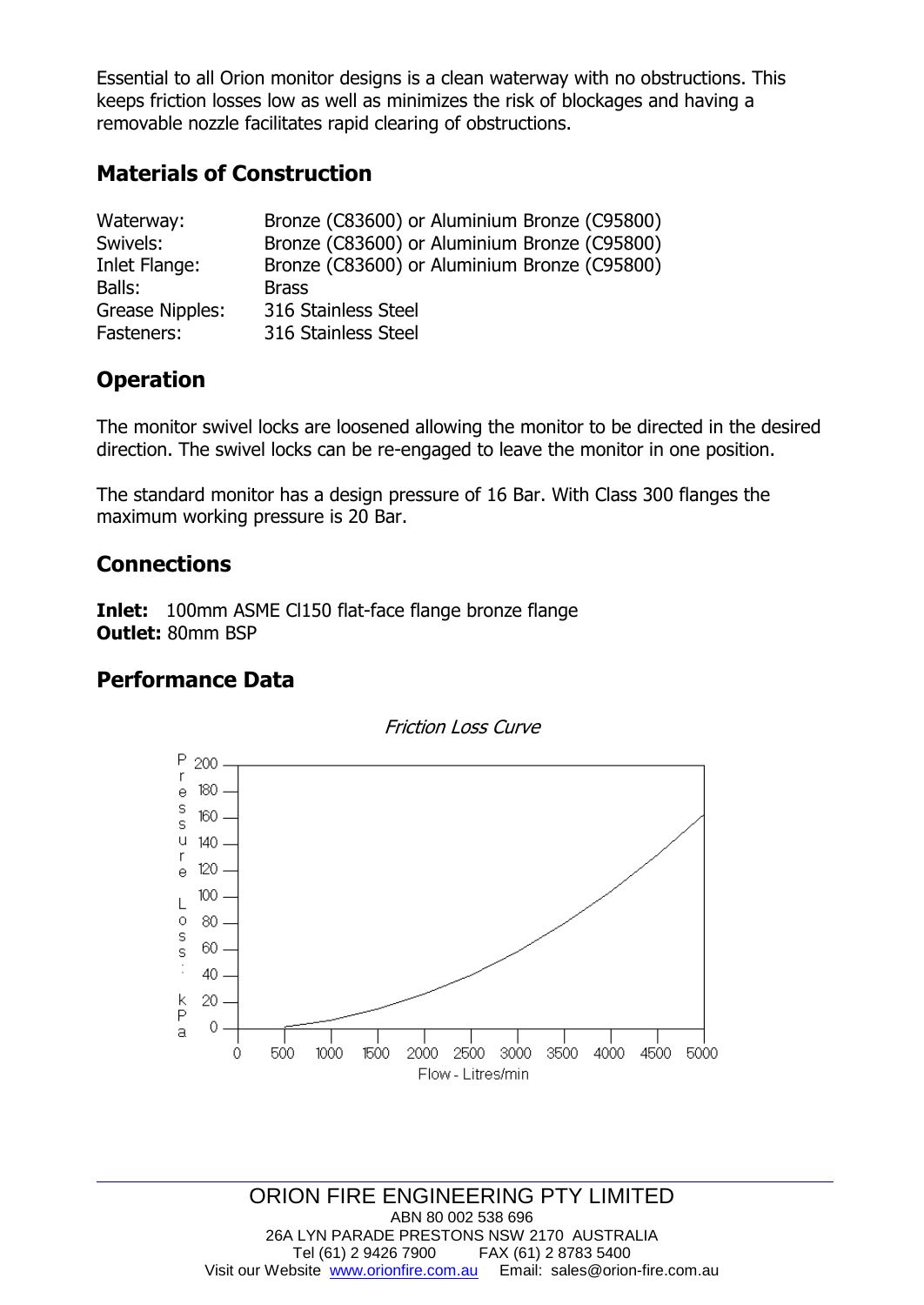Essential to all Orion monitor designs is a clean waterway with no obstructions. This keeps friction losses low as well as minimizes the risk of blockages and having a removable nozzle facilitates rapid clearing of obstructions.

## Materials of Construction

| | |
|---|---|
| Waterway: | Bronze (C83600) or Aluminium Bronze (C95800) |
| Swivels: | Bronze (C83600) or Aluminium Bronze (C95800) |
| Inlet Flange: | Bronze (C83600) or Aluminium Bronze (C95800) |
| Balls: | Brass |
| Grease Nipples: | 316 Stainless Steel |
| Fasteners: | 316 Stainless Steel |

## Operation

The monitor swivel locks are loosened allowing the monitor to be directed in the desired direction. The swivel locks can be re-engaged to leave the monitor in one position.

The standard monitor has a design pressure of 16 Bar. With Class 300 flanges the maximum working pressure is 20 Bar.

## Connections

**Inlet:** 100mm ASME Cl150 flat-face flange bronze flange
**Outlet:** 80mm BSP

## Performance Data

*Friction Loss Curve*

Pressure Loss : kPa vs. Flow - Litres/min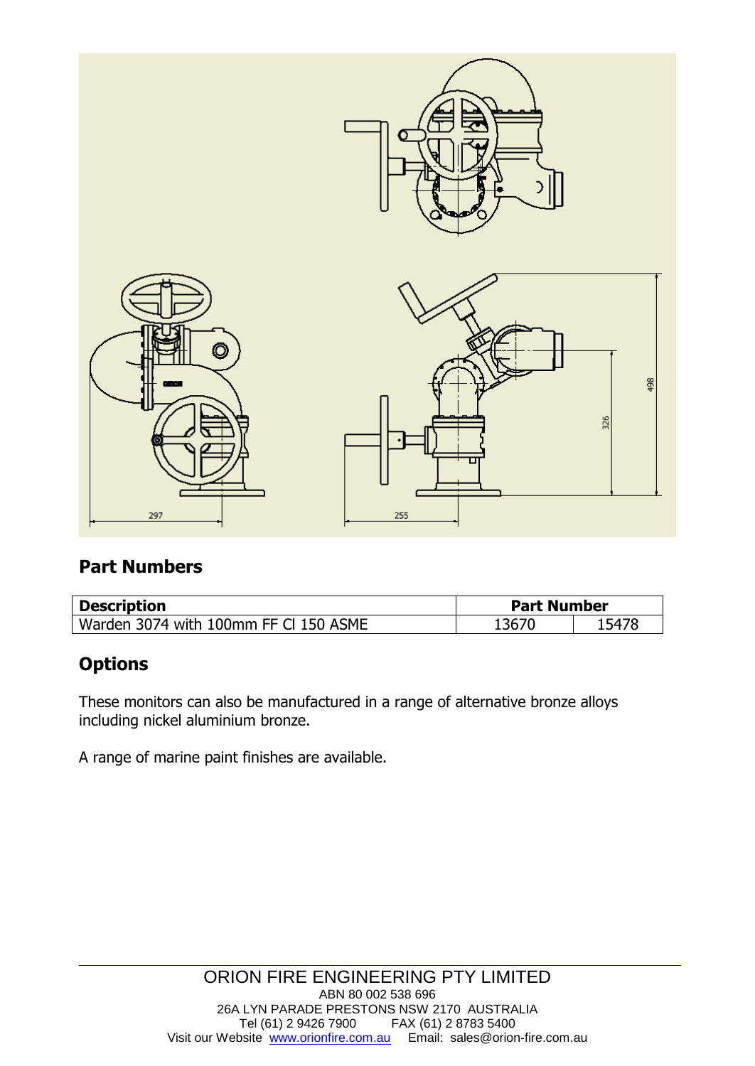297

255

326

498

## Part Numbers

| Description | Part Number | |
|---|---|---|
| Warden 3074 with 100mm FF Cl 150 ASME | 13670 | 15478 |

## Options

These monitors can also be manufactured in a range of alternative bronze alloys including nickel aluminium bronze.

A range of marine paint finishes are available.